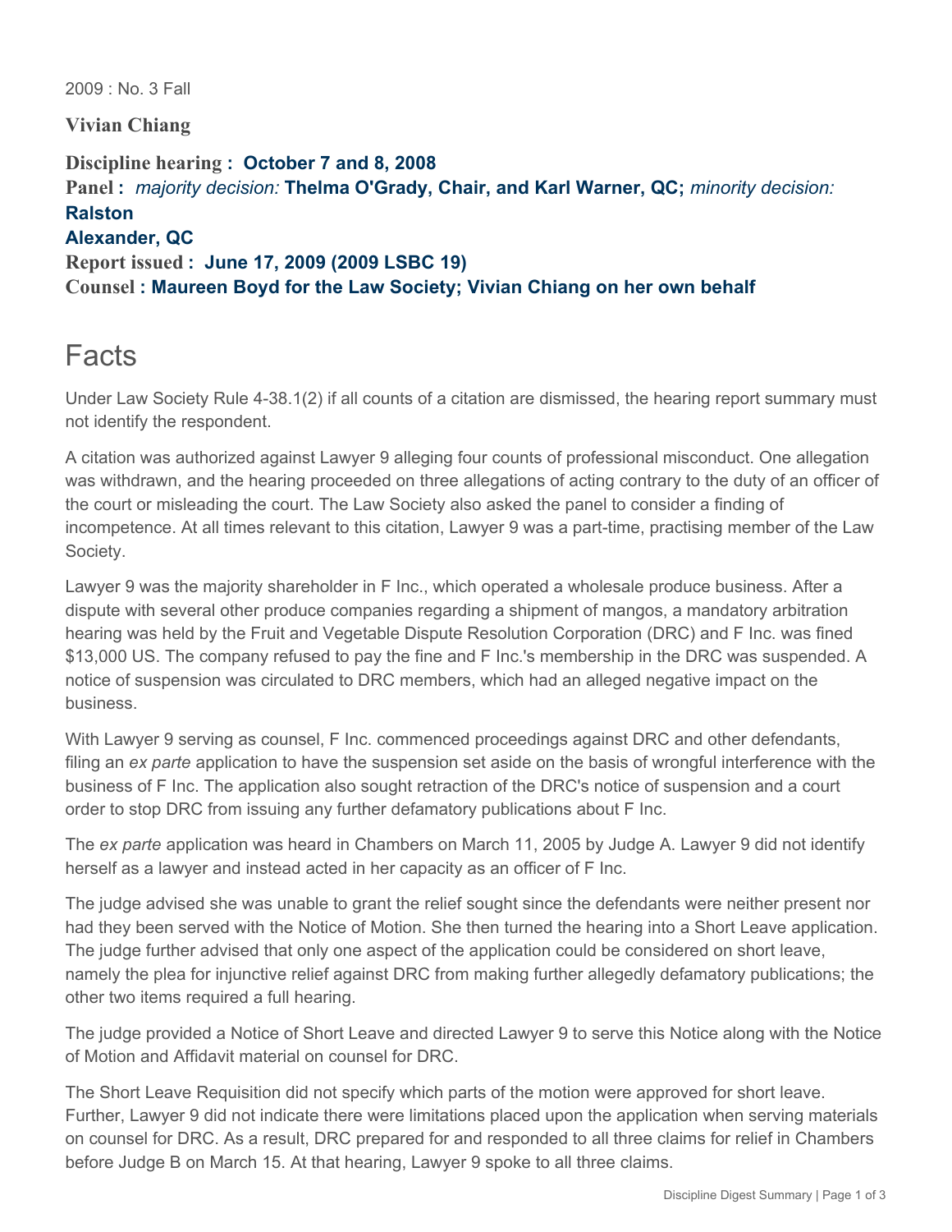2009 : No. 3 Fall

**Vivian Chiang**

**Discipline hearing : October 7 and 8, 2008**
**Panel :** *majority decision:* **Thelma O'Grady, Chair, and Karl Warner, QC;** *minority decision:* **Ralston Alexander, QC**
**Report issued : June 17, 2009 (2009 LSBC 19)**
**Counsel : Maureen Boyd for the Law Society; Vivian Chiang on her own behalf**

# Facts

Under Law Society Rule 4-38.1(2) if all counts of a citation are dismissed, the hearing report summary must not identify the respondent.

A citation was authorized against Lawyer 9 alleging four counts of professional misconduct. One allegation was withdrawn, and the hearing proceeded on three allegations of acting contrary to the duty of an officer of the court or misleading the court. The Law Society also asked the panel to consider a finding of incompetence. At all times relevant to this citation, Lawyer 9 was a part-time, practising member of the Law Society.

Lawyer 9 was the majority shareholder in F Inc., which operated a wholesale produce business. After a dispute with several other produce companies regarding a shipment of mangos, a mandatory arbitration hearing was held by the Fruit and Vegetable Dispute Resolution Corporation (DRC) and F Inc. was fined $13,000 US. The company refused to pay the fine and F Inc.'s membership in the DRC was suspended. A notice of suspension was circulated to DRC members, which had an alleged negative impact on the business.

With Lawyer 9 serving as counsel, F Inc. commenced proceedings against DRC and other defendants, filing an *ex parte* application to have the suspension set aside on the basis of wrongful interference with the business of F Inc. The application also sought retraction of the DRC's notice of suspension and a court order to stop DRC from issuing any further defamatory publications about F Inc.

The *ex parte* application was heard in Chambers on March 11, 2005 by Judge A. Lawyer 9 did not identify herself as a lawyer and instead acted in her capacity as an officer of F Inc.

The judge advised she was unable to grant the relief sought since the defendants were neither present nor had they been served with the Notice of Motion. She then turned the hearing into a Short Leave application. The judge further advised that only one aspect of the application could be considered on short leave, namely the plea for injunctive relief against DRC from making further allegedly defamatory publications; the other two items required a full hearing.

The judge provided a Notice of Short Leave and directed Lawyer 9 to serve this Notice along with the Notice of Motion and Affidavit material on counsel for DRC.

The Short Leave Requisition did not specify which parts of the motion were approved for short leave. Further, Lawyer 9 did not indicate there were limitations placed upon the application when serving materials on counsel for DRC. As a result, DRC prepared for and responded to all three claims for relief in Chambers before Judge B on March 15. At that hearing, Lawyer 9 spoke to all three claims.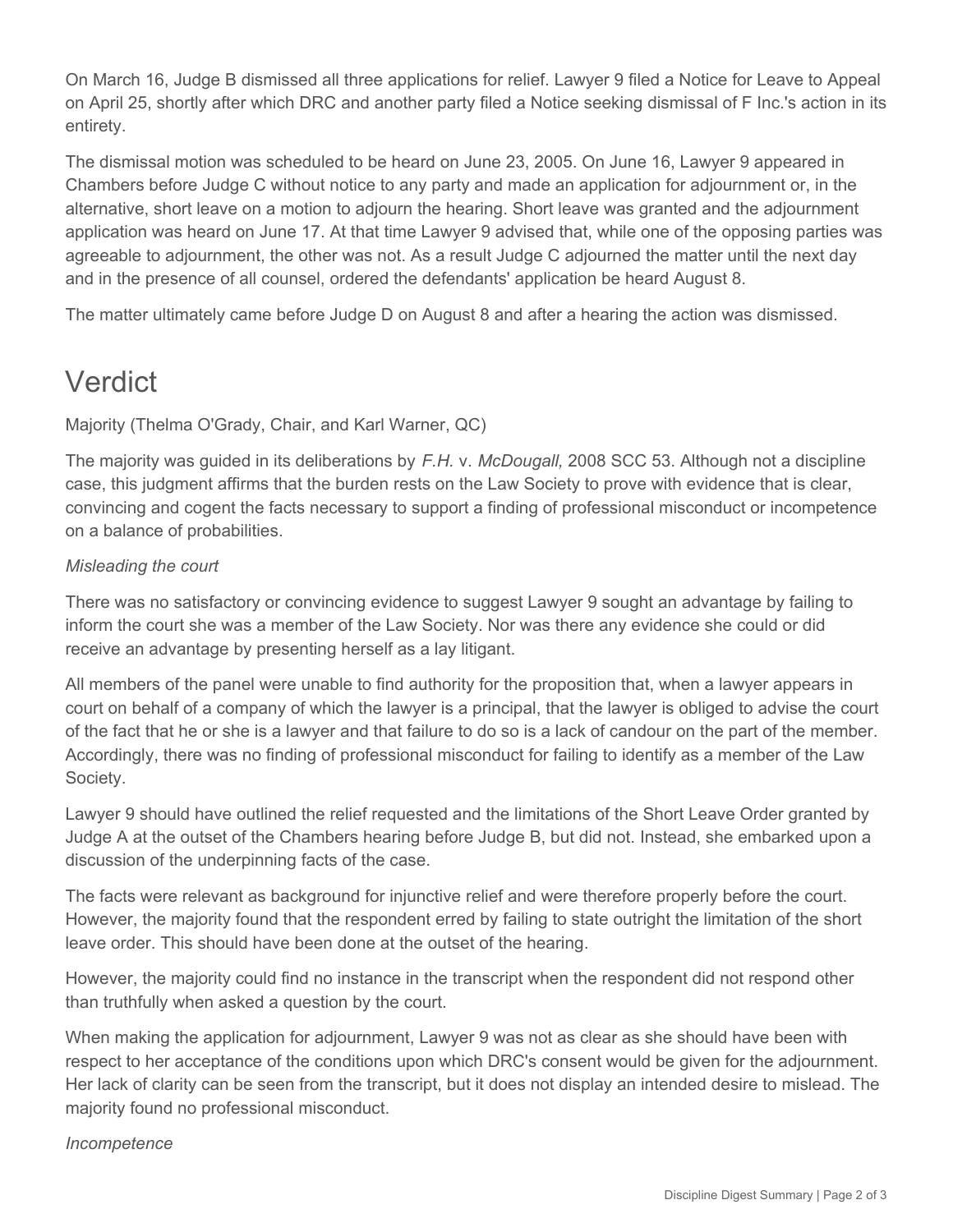On March 16, Judge B dismissed all three applications for relief. Lawyer 9 filed a Notice for Leave to Appeal on April 25, shortly after which DRC and another party filed a Notice seeking dismissal of F Inc.'s action in its entirety.

The dismissal motion was scheduled to be heard on June 23, 2005. On June 16, Lawyer 9 appeared in Chambers before Judge C without notice to any party and made an application for adjournment or, in the alternative, short leave on a motion to adjourn the hearing. Short leave was granted and the adjournment application was heard on June 17. At that time Lawyer 9 advised that, while one of the opposing parties was agreeable to adjournment, the other was not. As a result Judge C adjourned the matter until the next day and in the presence of all counsel, ordered the defendants' application be heard August 8.

The matter ultimately came before Judge D on August 8 and after a hearing the action was dismissed.

# Verdict

Majority (Thelma O'Grady, Chair, and Karl Warner, QC)

The majority was guided in its deliberations by *F.H.* v. *McDougall,* 2008 SCC 53. Although not a discipline case, this judgment affirms that the burden rests on the Law Society to prove with evidence that is clear, convincing and cogent the facts necessary to support a finding of professional misconduct or incompetence on a balance of probabilities.

*Misleading the court*

There was no satisfactory or convincing evidence to suggest Lawyer 9 sought an advantage by failing to inform the court she was a member of the Law Society. Nor was there any evidence she could or did receive an advantage by presenting herself as a lay litigant.

All members of the panel were unable to find authority for the proposition that, when a lawyer appears in court on behalf of a company of which the lawyer is a principal, that the lawyer is obliged to advise the court of the fact that he or she is a lawyer and that failure to do so is a lack of candour on the part of the member. Accordingly, there was no finding of professional misconduct for failing to identify as a member of the Law Society.

Lawyer 9 should have outlined the relief requested and the limitations of the Short Leave Order granted by Judge A at the outset of the Chambers hearing before Judge B, but did not. Instead, she embarked upon a discussion of the underpinning facts of the case.

The facts were relevant as background for injunctive relief and were therefore properly before the court. However, the majority found that the respondent erred by failing to state outright the limitation of the short leave order. This should have been done at the outset of the hearing.

However, the majority could find no instance in the transcript when the respondent did not respond other than truthfully when asked a question by the court.

When making the application for adjournment, Lawyer 9 was not as clear as she should have been with respect to her acceptance of the conditions upon which DRC's consent would be given for the adjournment. Her lack of clarity can be seen from the transcript, but it does not display an intended desire to mislead. The majority found no professional misconduct.

*Incompetence*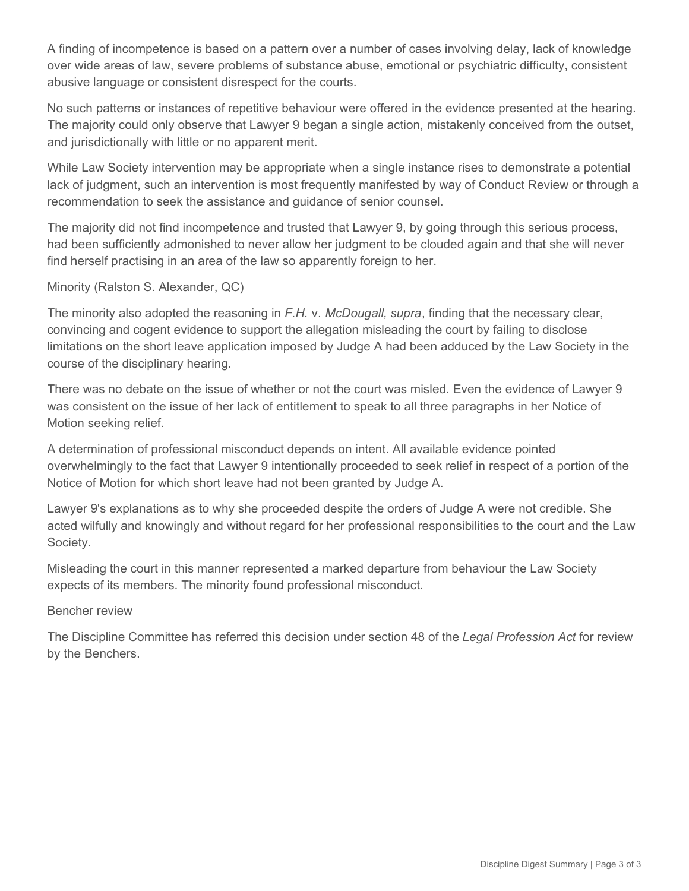A finding of incompetence is based on a pattern over a number of cases involving delay, lack of knowledge over wide areas of law, severe problems of substance abuse, emotional or psychiatric difficulty, consistent abusive language or consistent disrespect for the courts.

No such patterns or instances of repetitive behaviour were offered in the evidence presented at the hearing. The majority could only observe that Lawyer 9 began a single action, mistakenly conceived from the outset, and jurisdictionally with little or no apparent merit.

While Law Society intervention may be appropriate when a single instance rises to demonstrate a potential lack of judgment, such an intervention is most frequently manifested by way of Conduct Review or through a recommendation to seek the assistance and guidance of senior counsel.

The majority did not find incompetence and trusted that Lawyer 9, by going through this serious process, had been sufficiently admonished to never allow her judgment to be clouded again and that she will never find herself practising in an area of the law so apparently foreign to her.

Minority (Ralston S. Alexander, QC)

The minority also adopted the reasoning in *F.H.* v. *McDougall, supra*, finding that the necessary clear, convincing and cogent evidence to support the allegation misleading the court by failing to disclose limitations on the short leave application imposed by Judge A had been adduced by the Law Society in the course of the disciplinary hearing.

There was no debate on the issue of whether or not the court was misled. Even the evidence of Lawyer 9 was consistent on the issue of her lack of entitlement to speak to all three paragraphs in her Notice of Motion seeking relief.

A determination of professional misconduct depends on intent. All available evidence pointed overwhelmingly to the fact that Lawyer 9 intentionally proceeded to seek relief in respect of a portion of the Notice of Motion for which short leave had not been granted by Judge A.

Lawyer 9's explanations as to why she proceeded despite the orders of Judge A were not credible. She acted wilfully and knowingly and without regard for her professional responsibilities to the court and the Law Society.

Misleading the court in this manner represented a marked departure from behaviour the Law Society expects of its members. The minority found professional misconduct.

Bencher review

The Discipline Committee has referred this decision under section 48 of the *Legal Profession Act* for review by the Benchers.